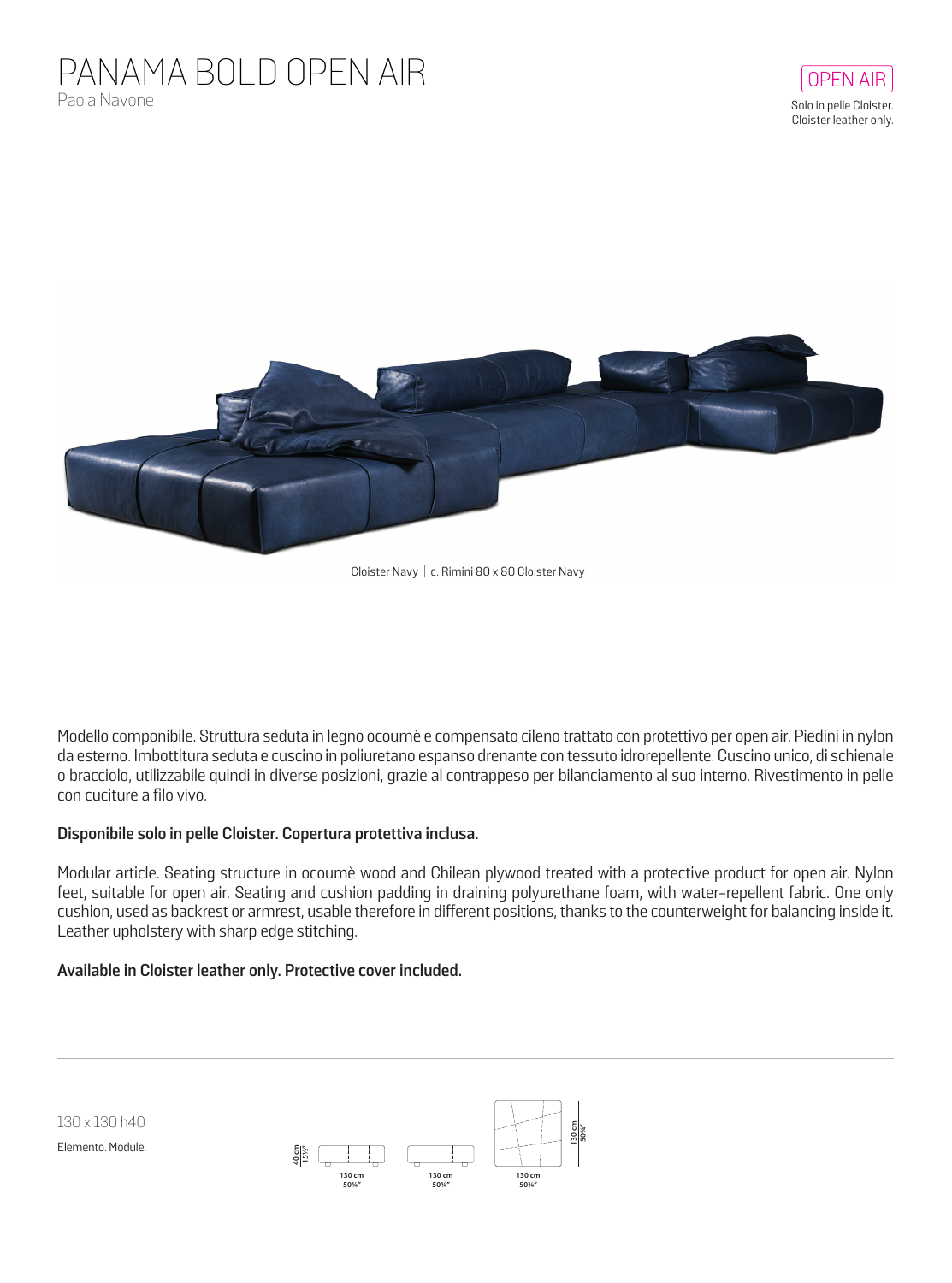# PANAMA BOLD OPEN AIR

Paola Navone

OPEN AIR

Solo in pelle Cloister.
Cloister leather only.

Cloister Navy | c. Rimini 80 x 80 Cloister Navy

Modello componibile. Struttura seduta in legno ocoumè e compensato cileno trattato con protettivo per open air. Piedini in nylon da esterno. Imbottitura seduta e cuscino in poliuretano espanso drenante con tessuto idrorepellente. Cuscino unico, di schienale o bracciolo, utilizzabile quindi in diverse posizioni, grazie al contrappeso per bilanciamento al suo interno. Rivestimento in pelle con cuciture a filo vivo.

**Disponibile solo in pelle Cloister. Copertura protettiva inclusa.**

Modular article. Seating structure in ocoumè wood and Chilean plywood treated with a protective product for open air. Nylon feet, suitable for open air. Seating and cushion padding in draining polyurethane foam, with water-repellent fabric. One only cushion, used as backrest or armrest, usable therefore in different positions, thanks to the counterweight for balancing inside it. Leather upholstery with sharp edge stitching.

**Available in Cloister leather only. Protective cover included.**

130 x 130 h40

Elemento. Module.

40 cm 15½"

130 cm 50¾"

130 cm 50¾"

130 cm 50¾"

130 cm 50¾"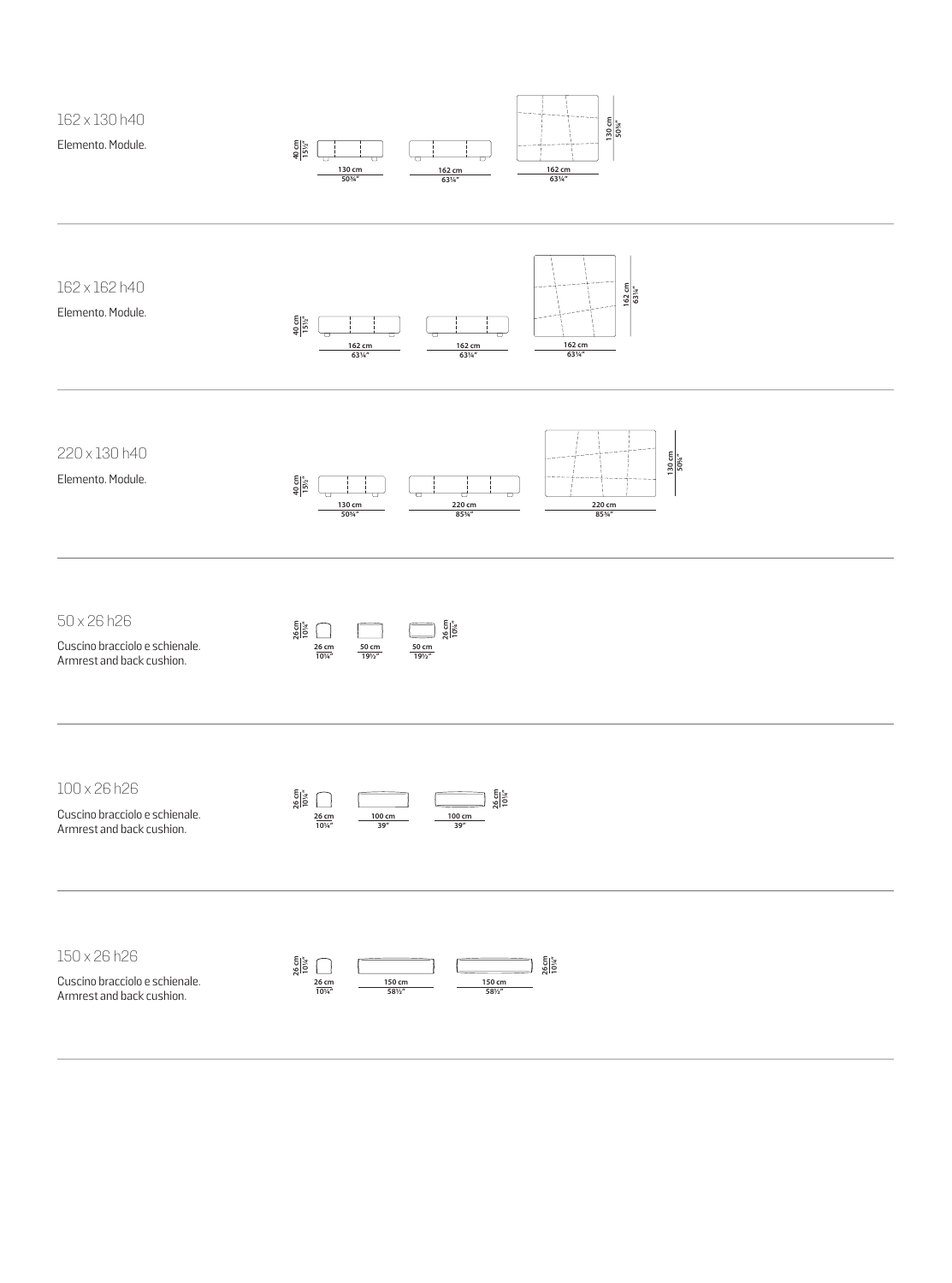162 x 130 h40

Elemento. Module.

40 cm
15½"

130 cm
50¾"

162 cm
63¾"

162 cm
63¾"

130 cm
50¾"

---

162 x 162 h40

Elemento. Module.

40 cm
15½"

162 cm
63¾"

162 cm
63¾"

162 cm
63¾"

162 cm
63¾"

---

220 x 130 h40

Elemento. Module.

40 cm
15½"

130 cm
50¾"

220 cm
85¾"

220 cm
85¾"

130 cm
50¾"

---

50 x 26 h26

Cuscino bracciolo e schienale.
Armrest and back cushion.

26 cm
10¼"

26 cm
10¼"

50 cm
19½"

50 cm
19½"

26 cm
10¼"

---

100 x 26 h26

Cuscino bracciolo e schienale.
Armrest and back cushion.

26 cm
10¼"

26 cm
10¼"

100 cm
39"

100 cm
39"

26 cm
10¼"

---

150 x 26 h26

Cuscino bracciolo e schienale.
Armrest and back cushion.

26 cm
10¼"

26 cm
10¼"

150 cm
58½"

150 cm
58½"

26 cm
10¼"